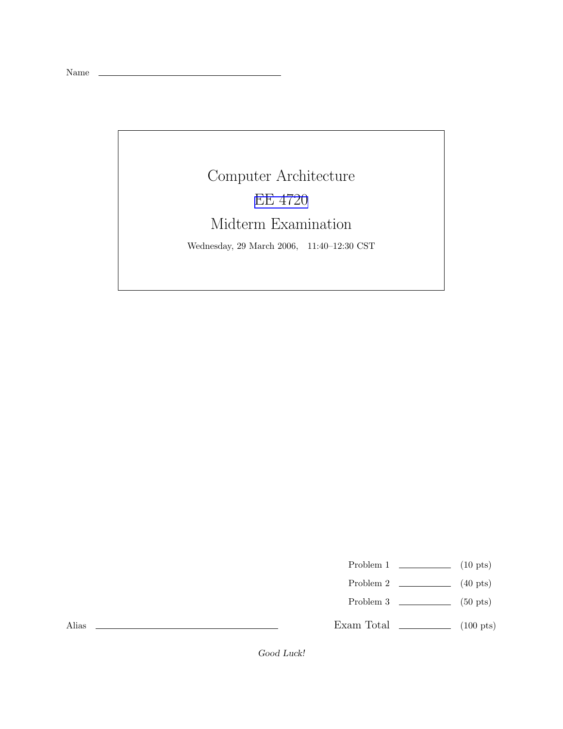Name \_\_\_\_\_\_\_\_\_\_\_\_\_\_\_\_\_\_\_\_\_\_\_\_\_\_\_\_\_\_

# Computer Architecture

## EE 4720

## Midterm Examination

Wednesday, 29 March 2006, 11:40–12:30 CST

| | | |
|---|---|---|
| Problem 1 | \_\_\_\_\_\_\_\_ | (10 pts) |
| Problem 2 | \_\_\_\_\_\_\_\_ | (40 pts) |
| Problem 3 | \_\_\_\_\_\_\_\_ | (50 pts) |
| Exam Total | \_\_\_\_\_\_\_\_ | (100 pts) |

Alias \_\_\_\_\_\_\_\_\_\_\_\_\_\_\_\_\_\_\_\_\_\_\_\_\_\_\_\_\_\_

*Good Luck!*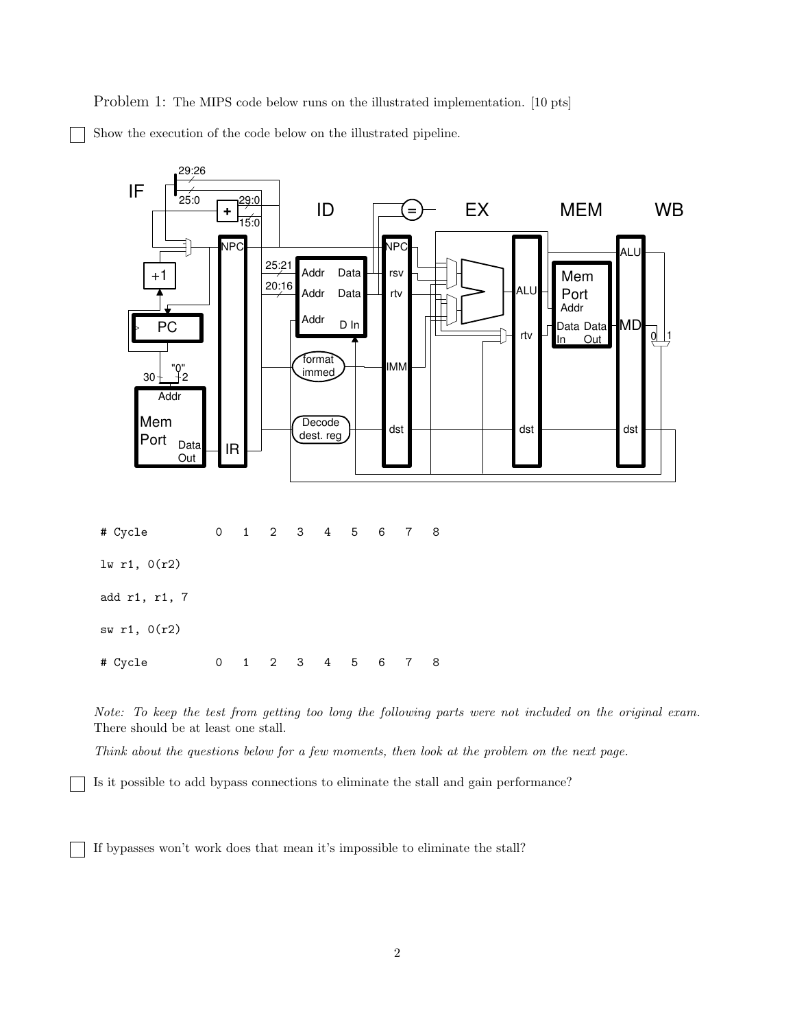Problem 1: The MIPS code below runs on the illustrated implementation. [10 pts]

☐ Show the execution of the code below on the illustrated pipeline.

```
# Cycle          0   1   2   3   4   5   6   7   8

lw r1, 0(r2)

add r1, r1, 7

sw r1, 0(r2)

# Cycle          0   1   2   3   4   5   6   7   8
```

*Note: To keep the test from getting too long the following parts were not included on the original exam.* There should be at least one stall.

*Think about the questions below for a few moments, then look at the problem on the next page.*

☐ Is it possible to add bypass connections to eliminate the stall and gain performance?

☐ If bypasses won't work does that mean it's impossible to eliminate the stall?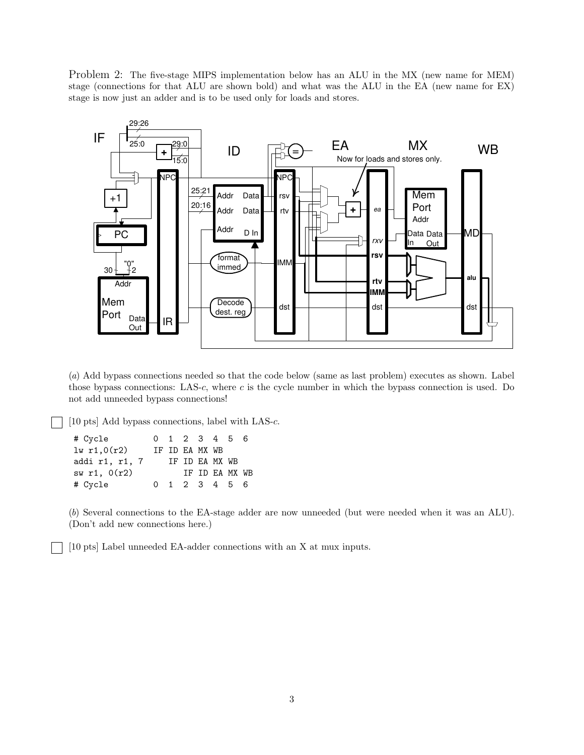Problem 2: The five-stage MIPS implementation below has an ALU in the MX (new name for MEM) stage (connections for that ALU are shown bold) and what was the ALU in the EA (new name for EX) stage is now just an adder and is to be used only for loads and stores.

(*a*) Add bypass connections needed so that the code below (same as last problem) executes as shown. Label those bypass connections: LAS-*c*, where *c* is the cycle number in which the bypass connection is used. Do not add unneeded bypass connections!

☐ [10 pts] Add bypass connections, label with LAS-*c*.

```
# Cycle         0  1  2  3  4  5  6
lw r1,0(r2)     IF ID EA MX WB
addi r1, r1, 7     IF ID EA MX WB
sw r1, 0(r2)          IF ID EA MX WB
# Cycle         0  1  2  3  4  5  6
```

(*b*) Several connections to the EA-stage adder are now unneeded (but were needed when it was an ALU). (Don't add new connections here.)

☐ [10 pts] Label unneeded EA-adder connections with an X at mux inputs.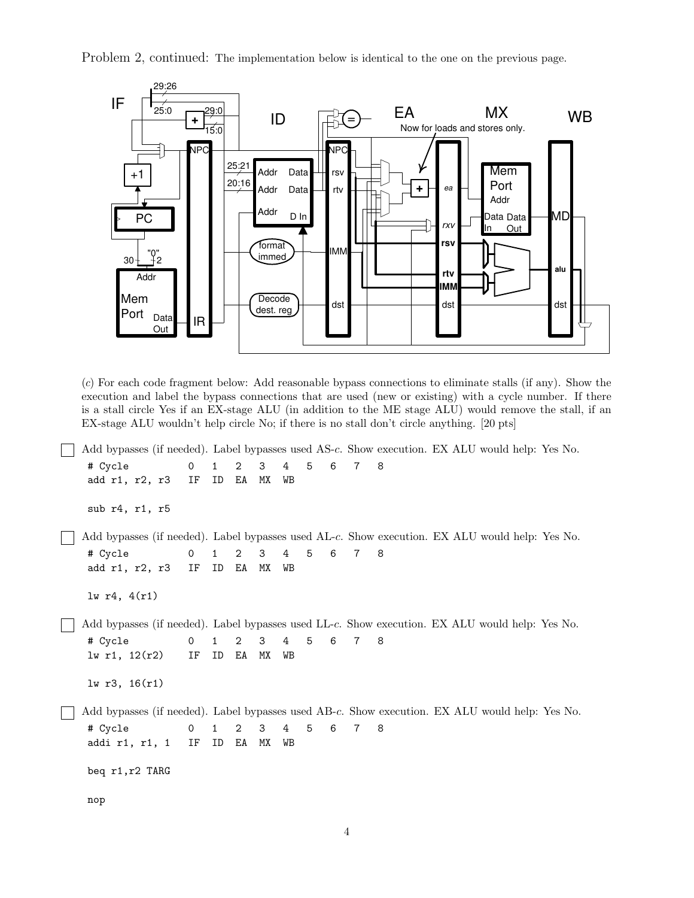Problem 2, continued: The implementation below is identical to the one on the previous page.

(*c*) For each code fragment below: Add reasonable bypass connections to eliminate stalls (if any). Show the execution and label the bypass connections that are used (new or existing) with a cycle number. If there is a stall circle Yes if an EX-stage ALU (in addition to the ME stage ALU) would remove the stall, if an EX-stage ALU wouldn't help circle No; if there is no stall don't circle anything. [20 pts]

☐ Add bypasses (if needed). Label bypasses used AS-*c*. Show execution. EX ALU would help: Yes No.

```
# Cycle          0   1   2   3   4   5   6   7   8
add r1, r2, r3   IF  ID  EA  MX  WB

sub r4, r1, r5
```

☐ Add bypasses (if needed). Label bypasses used AL-*c*. Show execution. EX ALU would help: Yes No.

```
# Cycle          0   1   2   3   4   5   6   7   8
add r1, r2, r3   IF  ID  EA  MX  WB

lw r4, 4(r1)
```

☐ Add bypasses (if needed). Label bypasses used LL-*c*. Show execution. EX ALU would help: Yes No.

```
# Cycle          0   1   2   3   4   5   6   7   8
lw r1, 12(r2)    IF  ID  EA  MX  WB

lw r3, 16(r1)
```

☐ Add bypasses (if needed). Label bypasses used AB-*c*. Show execution. EX ALU would help: Yes No.

```
# Cycle          0   1   2   3   4   5   6   7   8
addi r1, r1, 1   IF  ID  EA  MX  WB

beq r1,r2 TARG

nop
```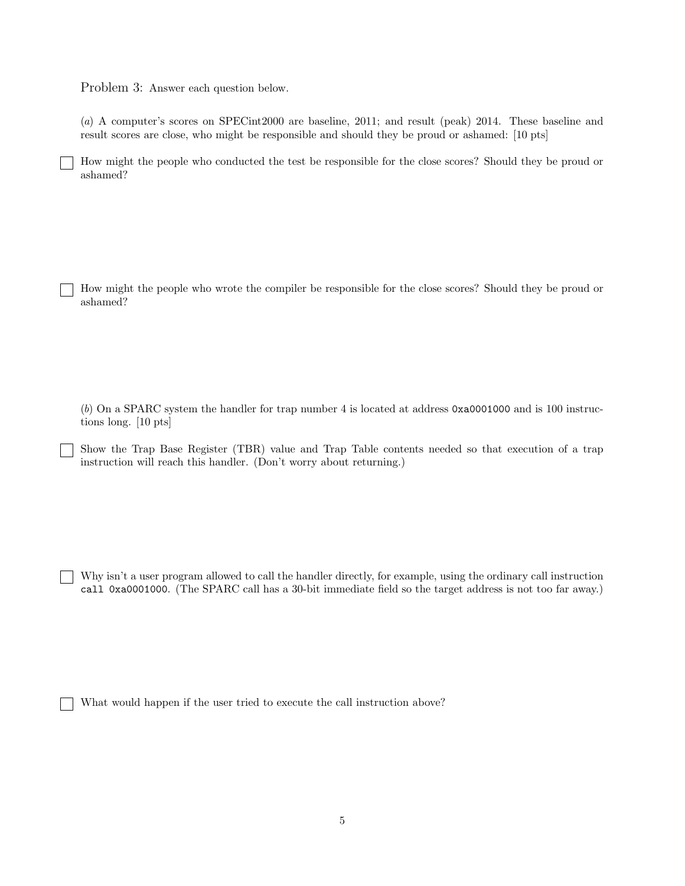Problem 3: Answer each question below.

(*a*) A computer's scores on SPECint2000 are baseline, 2011; and result (peak) 2014. These baseline and result scores are close, who might be responsible and should they be proud or ashamed: [10 pts]

☐ How might the people who conducted the test be responsible for the close scores? Should they be proud or ashamed?

☐ How might the people who wrote the compiler be responsible for the close scores? Should they be proud or ashamed?

(*b*) On a SPARC system the handler for trap number 4 is located at address `0xa0001000` and is 100 instructions long. [10 pts]

☐ Show the Trap Base Register (TBR) value and Trap Table contents needed so that execution of a trap instruction will reach this handler. (Don't worry about returning.)

☐ Why isn't a user program allowed to call the handler directly, for example, using the ordinary call instruction `call 0xa0001000`. (The SPARC call has a 30-bit immediate field so the target address is not too far away.)

☐ What would happen if the user tried to execute the call instruction above?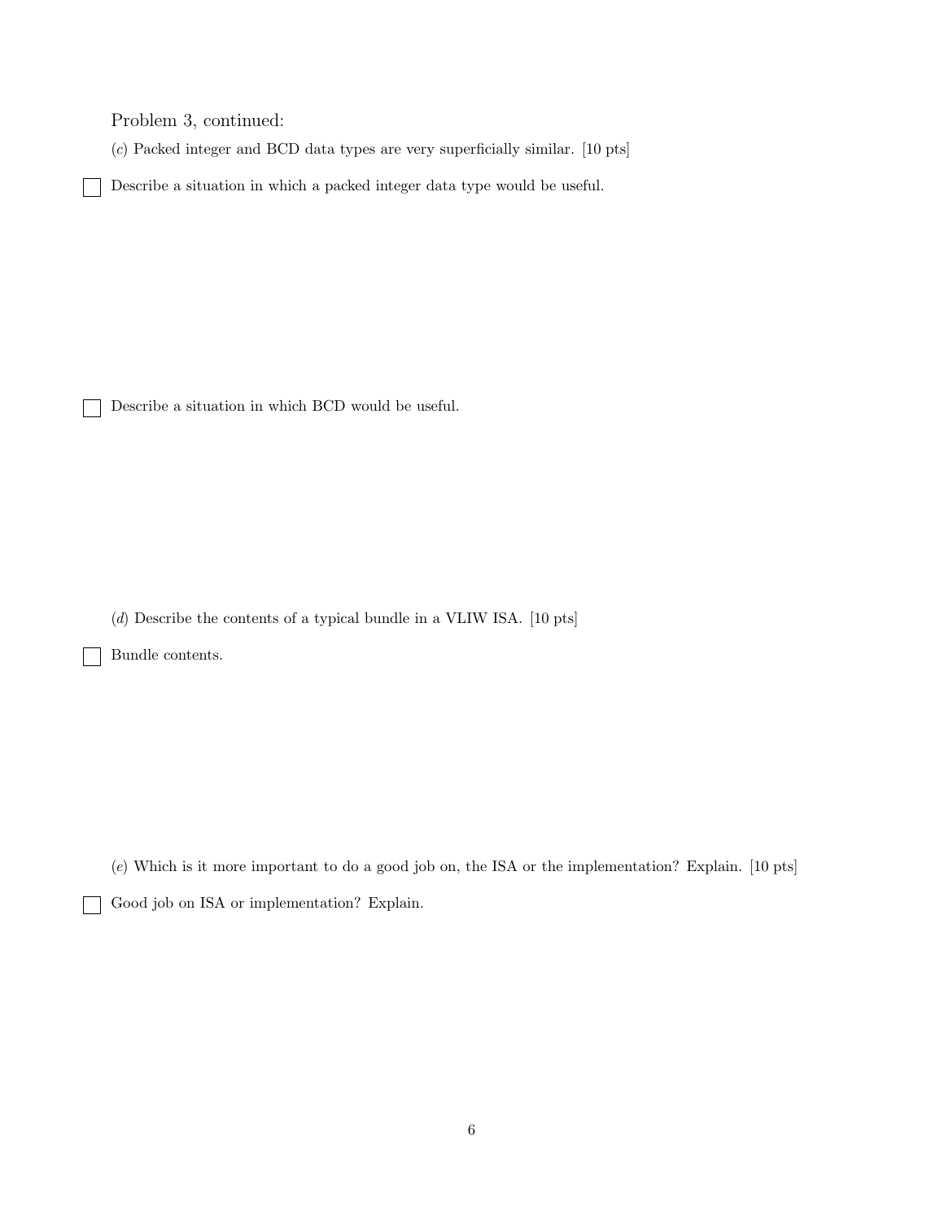Problem 3, continued:

(*c*) Packed integer and BCD data types are very superficially similar. [10 pts]

☐ Describe a situation in which a packed integer data type would be useful.

☐ Describe a situation in which BCD would be useful.

(*d*) Describe the contents of a typical bundle in a VLIW ISA. [10 pts]

☐ Bundle contents.

(*e*) Which is it more important to do a good job on, the ISA or the implementation? Explain. [10 pts]

☐ Good job on ISA or implementation? Explain.